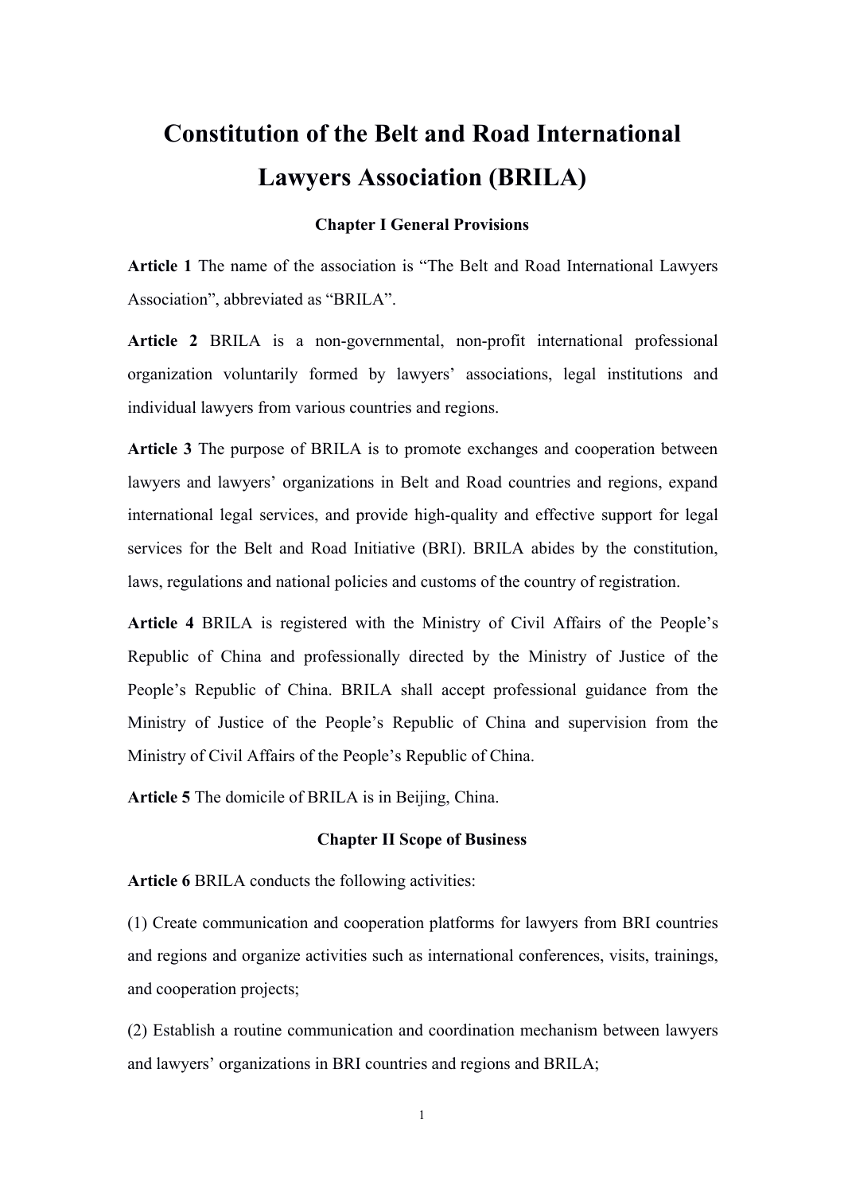# Constitution of the Belt and Road International Lawyers Association (BRILA)

## Chapter I General Provisions

**Article 1** The name of the association is "The Belt and Road International Lawyers Association", abbreviated as "BRILA".

**Article 2** BRILA is a non-governmental, non-profit international professional organization voluntarily formed by lawyers' associations, legal institutions and individual lawyers from various countries and regions.

**Article 3** The purpose of BRILA is to promote exchanges and cooperation between lawyers and lawyers' organizations in Belt and Road countries and regions, expand international legal services, and provide high-quality and effective support for legal services for the Belt and Road Initiative (BRI). BRILA abides by the constitution, laws, regulations and national policies and customs of the country of registration.

**Article 4** BRILA is registered with the Ministry of Civil Affairs of the People's Republic of China and professionally directed by the Ministry of Justice of the People's Republic of China. BRILA shall accept professional guidance from the Ministry of Justice of the People's Republic of China and supervision from the Ministry of Civil Affairs of the People's Republic of China.

**Article 5** The domicile of BRILA is in Beijing, China.

## Chapter II Scope of Business

**Article 6** BRILA conducts the following activities:

(1) Create communication and cooperation platforms for lawyers from BRI countries and regions and organize activities such as international conferences, visits, trainings, and cooperation projects;

(2) Establish a routine communication and coordination mechanism between lawyers and lawyers' organizations in BRI countries and regions and BRILA;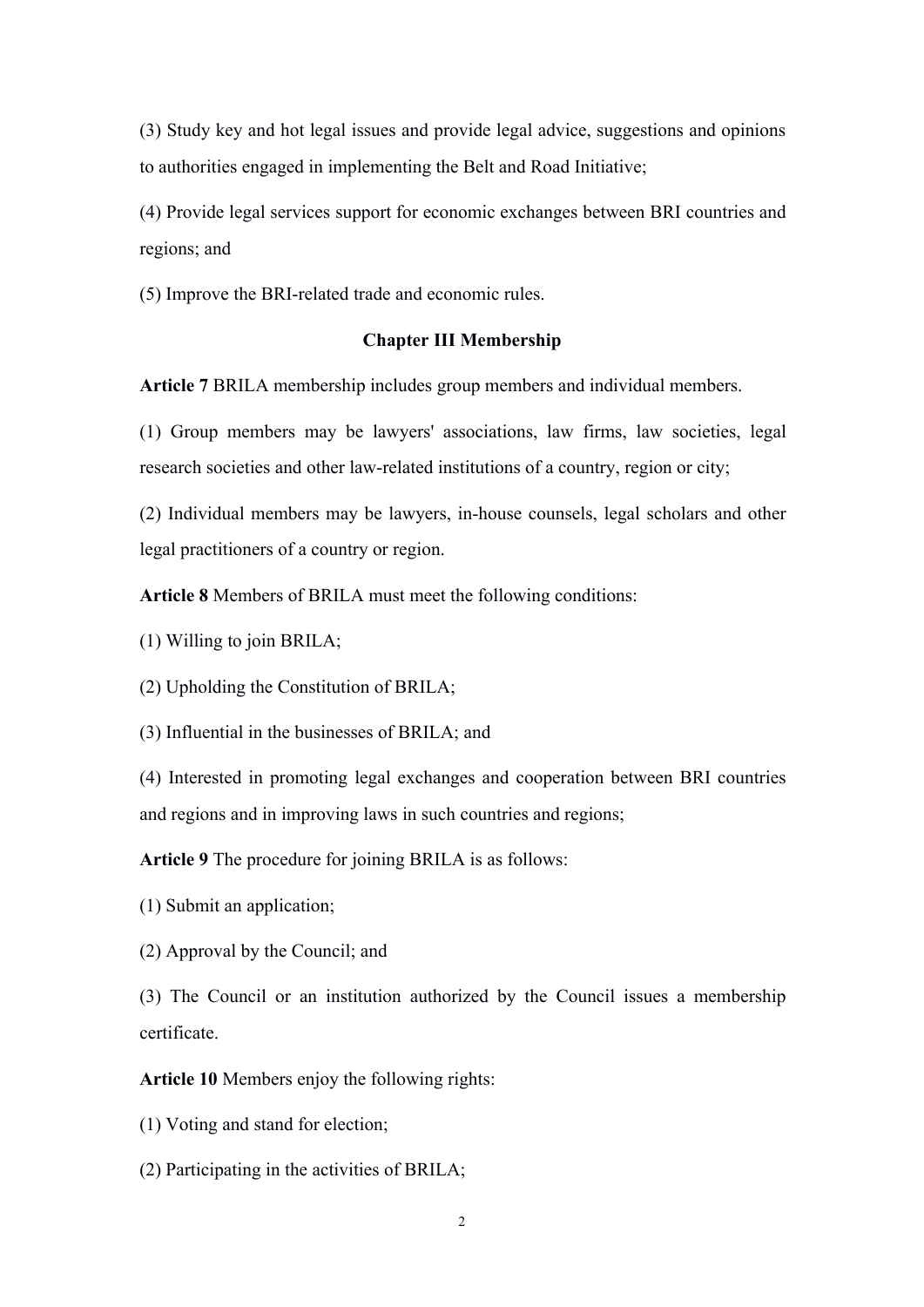(3) Study key and hot legal issues and provide legal advice, suggestions and opinions to authorities engaged in implementing the Belt and Road Initiative;

(4) Provide legal services support for economic exchanges between BRI countries and regions; and

(5) Improve the BRI-related trade and economic rules.

## Chapter III Membership

**Article 7** BRILA membership includes group members and individual members.

(1) Group members may be lawyers' associations, law firms, law societies, legal research societies and other law-related institutions of a country, region or city;

(2) Individual members may be lawyers, in-house counsels, legal scholars and other legal practitioners of a country or region.

**Article 8** Members of BRILA must meet the following conditions:

(1) Willing to join BRILA;

(2) Upholding the Constitution of BRILA;

(3) Influential in the businesses of BRILA; and

(4) Interested in promoting legal exchanges and cooperation between BRI countries and regions and in improving laws in such countries and regions;

**Article 9** The procedure for joining BRILA is as follows:

(1) Submit an application;

(2) Approval by the Council; and

(3) The Council or an institution authorized by the Council issues a membership certificate.

**Article 10** Members enjoy the following rights:

(1) Voting and stand for election;

(2) Participating in the activities of BRILA;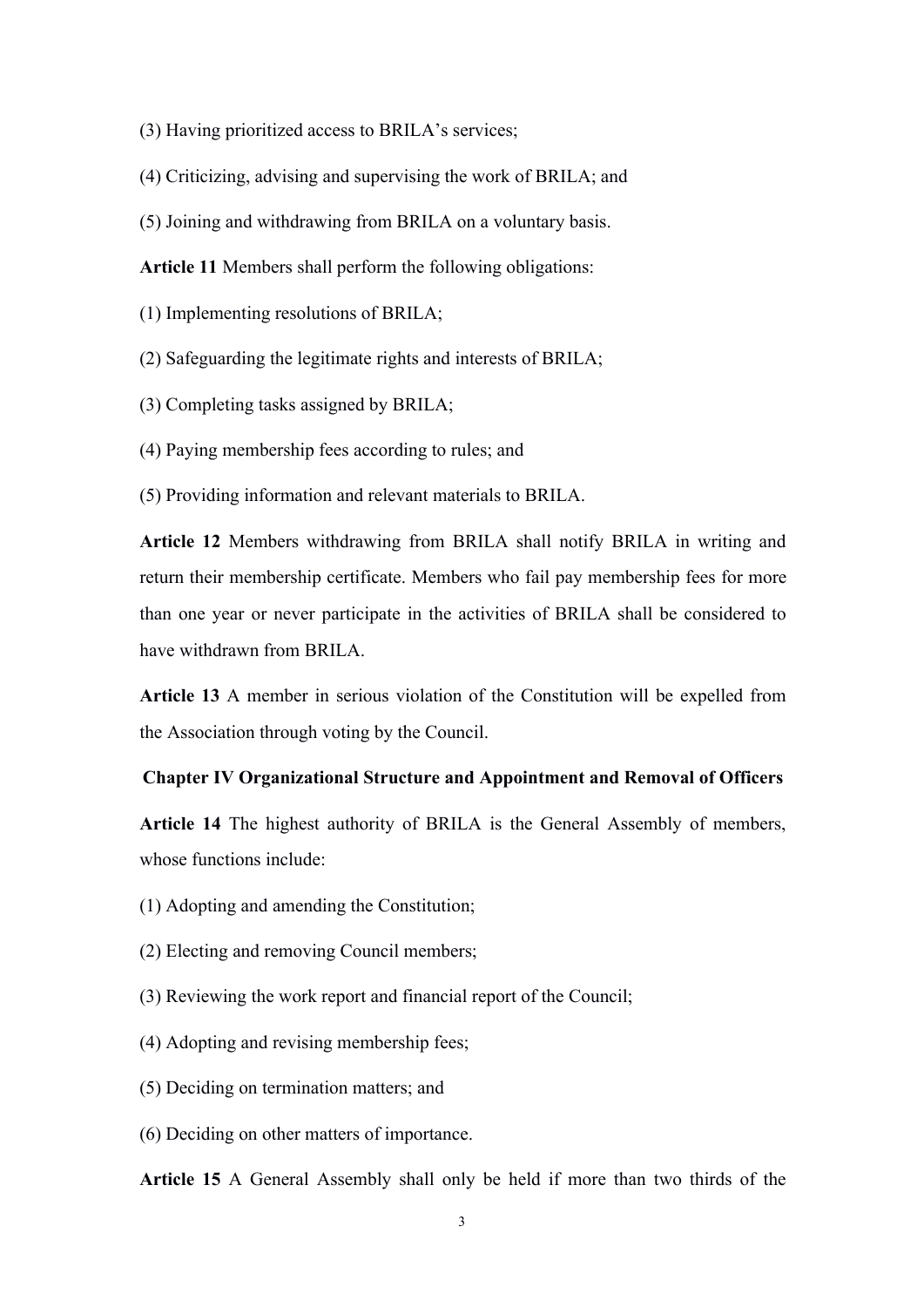(3) Having prioritized access to BRILA's services;

(4) Criticizing, advising and supervising the work of BRILA; and

(5) Joining and withdrawing from BRILA on a voluntary basis.

**Article 11** Members shall perform the following obligations:

(1) Implementing resolutions of BRILA;

(2) Safeguarding the legitimate rights and interests of BRILA;

(3) Completing tasks assigned by BRILA;

(4) Paying membership fees according to rules; and

(5) Providing information and relevant materials to BRILA.

**Article 12** Members withdrawing from BRILA shall notify BRILA in writing and return their membership certificate. Members who fail pay membership fees for more than one year or never participate in the activities of BRILA shall be considered to have withdrawn from BRILA.

**Article 13** A member in serious violation of the Constitution will be expelled from the Association through voting by the Council.

## Chapter IV Organizational Structure and Appointment and Removal of Officers

**Article 14** The highest authority of BRILA is the General Assembly of members, whose functions include:

(1) Adopting and amending the Constitution;

(2) Electing and removing Council members;

(3) Reviewing the work report and financial report of the Council;

(4) Adopting and revising membership fees;

(5) Deciding on termination matters; and

(6) Deciding on other matters of importance.

**Article 15** A General Assembly shall only be held if more than two thirds of the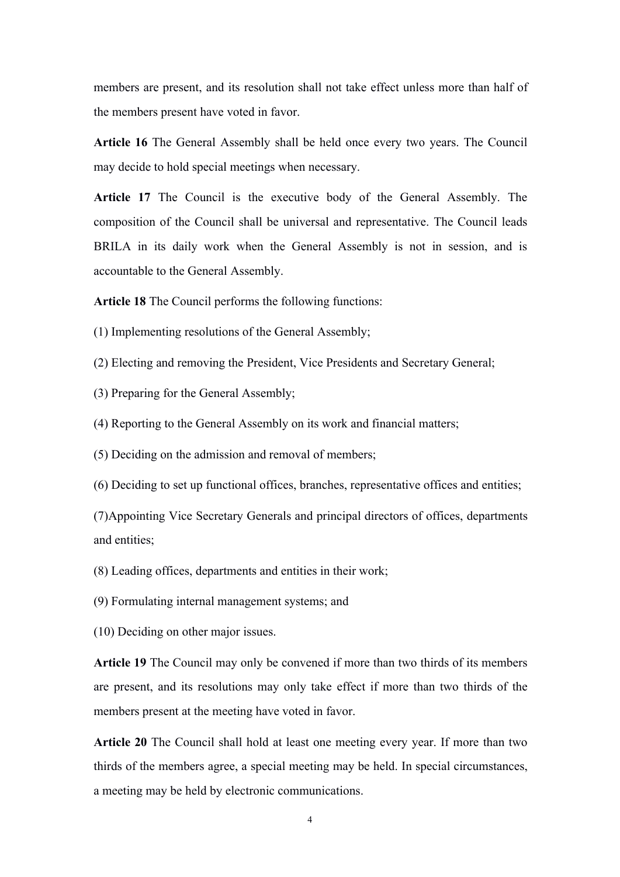members are present, and its resolution shall not take effect unless more than half of the members present have voted in favor.

**Article 16** The General Assembly shall be held once every two years. The Council may decide to hold special meetings when necessary.

**Article 17** The Council is the executive body of the General Assembly. The composition of the Council shall be universal and representative. The Council leads BRILA in its daily work when the General Assembly is not in session, and is accountable to the General Assembly.

**Article 18** The Council performs the following functions:

(1) Implementing resolutions of the General Assembly;

(2) Electing and removing the President, Vice Presidents and Secretary General;

(3) Preparing for the General Assembly;

(4) Reporting to the General Assembly on its work and financial matters;

(5) Deciding on the admission and removal of members;

(6) Deciding to set up functional offices, branches, representative offices and entities;

(7)Appointing Vice Secretary Generals and principal directors of offices, departments and entities;

(8) Leading offices, departments and entities in their work;

(9) Formulating internal management systems; and

(10) Deciding on other major issues.

**Article 19** The Council may only be convened if more than two thirds of its members are present, and its resolutions may only take effect if more than two thirds of the members present at the meeting have voted in favor.

**Article 20** The Council shall hold at least one meeting every year. If more than two thirds of the members agree, a special meeting may be held. In special circumstances, a meeting may be held by electronic communications.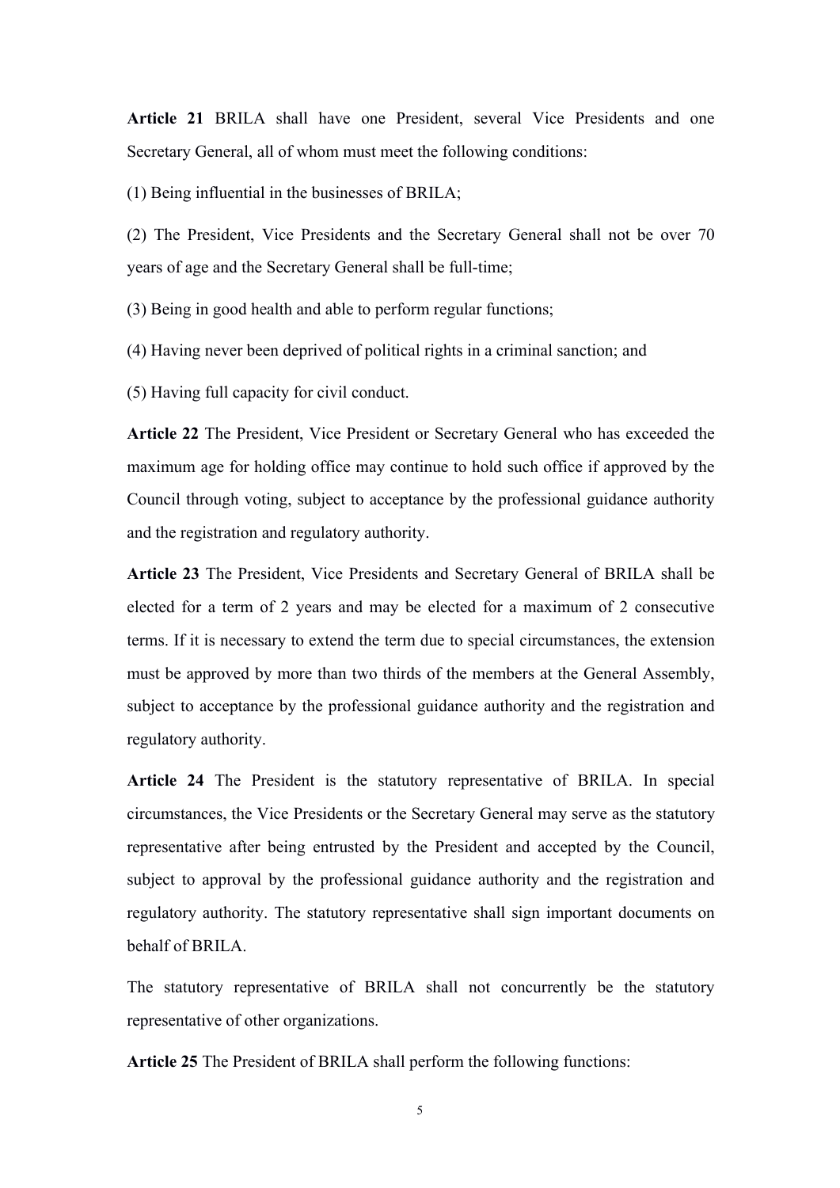**Article 21** BRILA shall have one President, several Vice Presidents and one Secretary General, all of whom must meet the following conditions:

(1) Being influential in the businesses of BRILA;

(2) The President, Vice Presidents and the Secretary General shall not be over 70 years of age and the Secretary General shall be full-time;

(3) Being in good health and able to perform regular functions;

(4) Having never been deprived of political rights in a criminal sanction; and

(5) Having full capacity for civil conduct.

**Article 22** The President, Vice President or Secretary General who has exceeded the maximum age for holding office may continue to hold such office if approved by the Council through voting, subject to acceptance by the professional guidance authority and the registration and regulatory authority.

**Article 23** The President, Vice Presidents and Secretary General of BRILA shall be elected for a term of 2 years and may be elected for a maximum of 2 consecutive terms. If it is necessary to extend the term due to special circumstances, the extension must be approved by more than two thirds of the members at the General Assembly, subject to acceptance by the professional guidance authority and the registration and regulatory authority.

**Article 24** The President is the statutory representative of BRILA. In special circumstances, the Vice Presidents or the Secretary General may serve as the statutory representative after being entrusted by the President and accepted by the Council, subject to approval by the professional guidance authority and the registration and regulatory authority. The statutory representative shall sign important documents on behalf of BRILA.

The statutory representative of BRILA shall not concurrently be the statutory representative of other organizations.

**Article 25** The President of BRILA shall perform the following functions: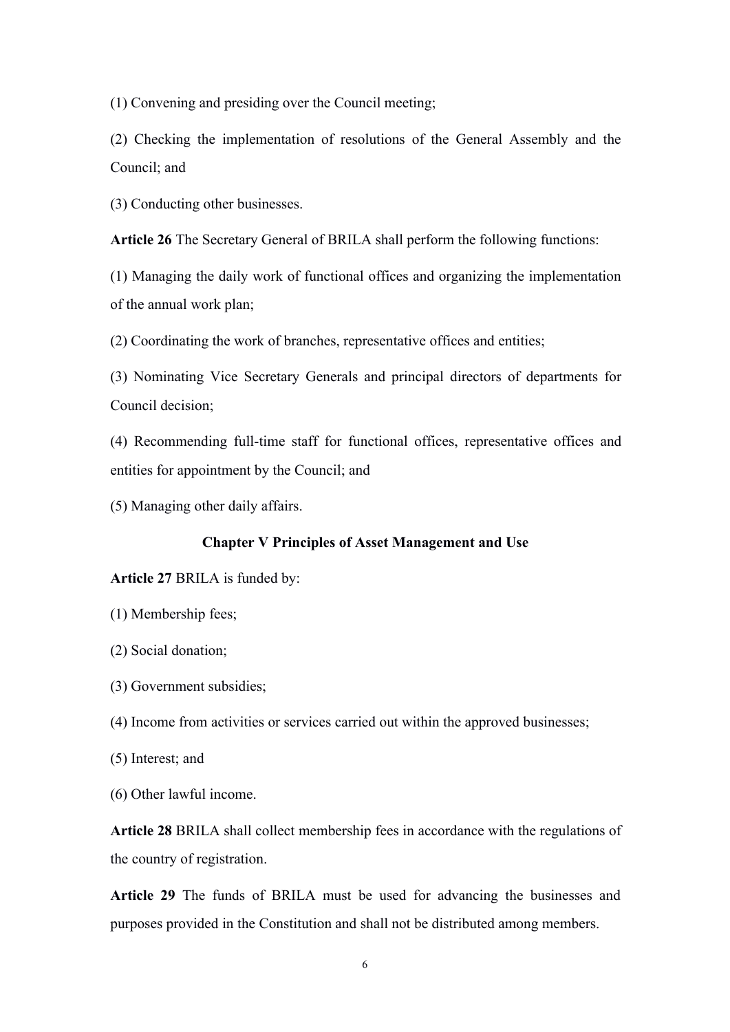(1) Convening and presiding over the Council meeting;

(2) Checking the implementation of resolutions of the General Assembly and the Council; and

(3) Conducting other businesses.

**Article 26** The Secretary General of BRILA shall perform the following functions:

(1) Managing the daily work of functional offices and organizing the implementation of the annual work plan;

(2) Coordinating the work of branches, representative offices and entities;

(3) Nominating Vice Secretary Generals and principal directors of departments for Council decision;

(4) Recommending full-time staff for functional offices, representative offices and entities for appointment by the Council; and

(5) Managing other daily affairs.

## Chapter V Principles of Asset Management and Use

**Article 27** BRILA is funded by:

(1) Membership fees;

(2) Social donation;

(3) Government subsidies;

(4) Income from activities or services carried out within the approved businesses;

(5) Interest; and

(6) Other lawful income.

**Article 28** BRILA shall collect membership fees in accordance with the regulations of the country of registration.

**Article 29** The funds of BRILA must be used for advancing the businesses and purposes provided in the Constitution and shall not be distributed among members.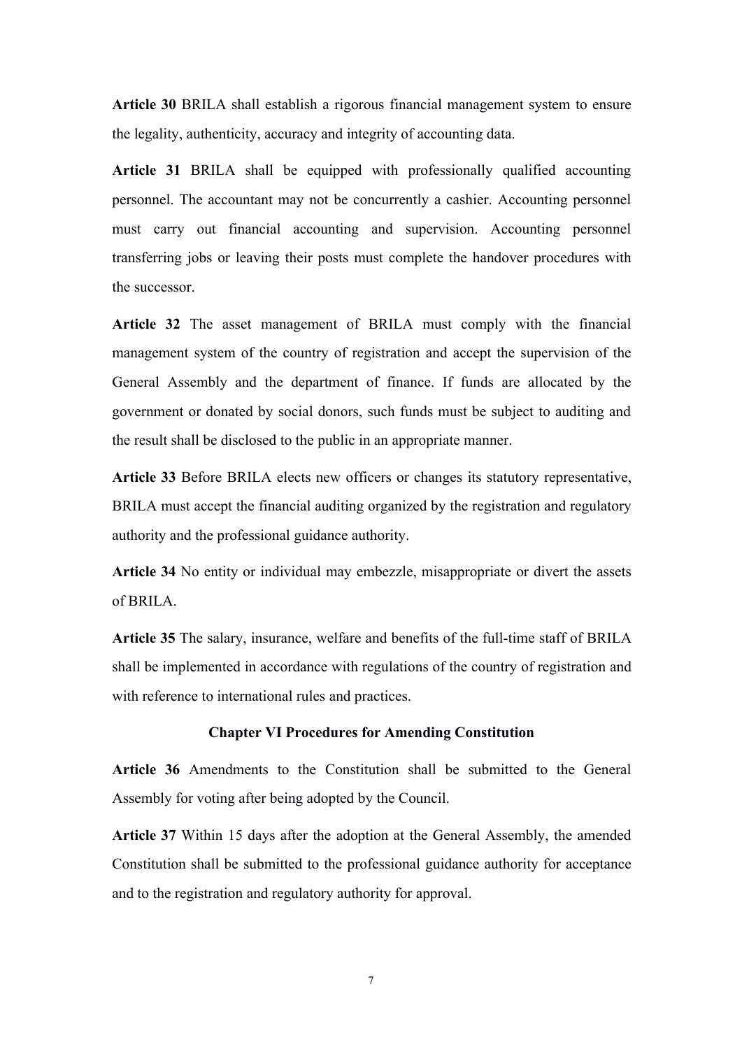**Article 30** BRILA shall establish a rigorous financial management system to ensure the legality, authenticity, accuracy and integrity of accounting data.

**Article 31** BRILA shall be equipped with professionally qualified accounting personnel. The accountant may not be concurrently a cashier. Accounting personnel must carry out financial accounting and supervision. Accounting personnel transferring jobs or leaving their posts must complete the handover procedures with the successor.

**Article 32** The asset management of BRILA must comply with the financial management system of the country of registration and accept the supervision of the General Assembly and the department of finance. If funds are allocated by the government or donated by social donors, such funds must be subject to auditing and the result shall be disclosed to the public in an appropriate manner.

**Article 33** Before BRILA elects new officers or changes its statutory representative, BRILA must accept the financial auditing organized by the registration and regulatory authority and the professional guidance authority.

**Article 34** No entity or individual may embezzle, misappropriate or divert the assets of BRILA.

**Article 35** The salary, insurance, welfare and benefits of the full-time staff of BRILA shall be implemented in accordance with regulations of the country of registration and with reference to international rules and practices.

## Chapter VI Procedures for Amending Constitution

**Article 36** Amendments to the Constitution shall be submitted to the General Assembly for voting after being adopted by the Council.

**Article 37** Within 15 days after the adoption at the General Assembly, the amended Constitution shall be submitted to the professional guidance authority for acceptance and to the registration and regulatory authority for approval.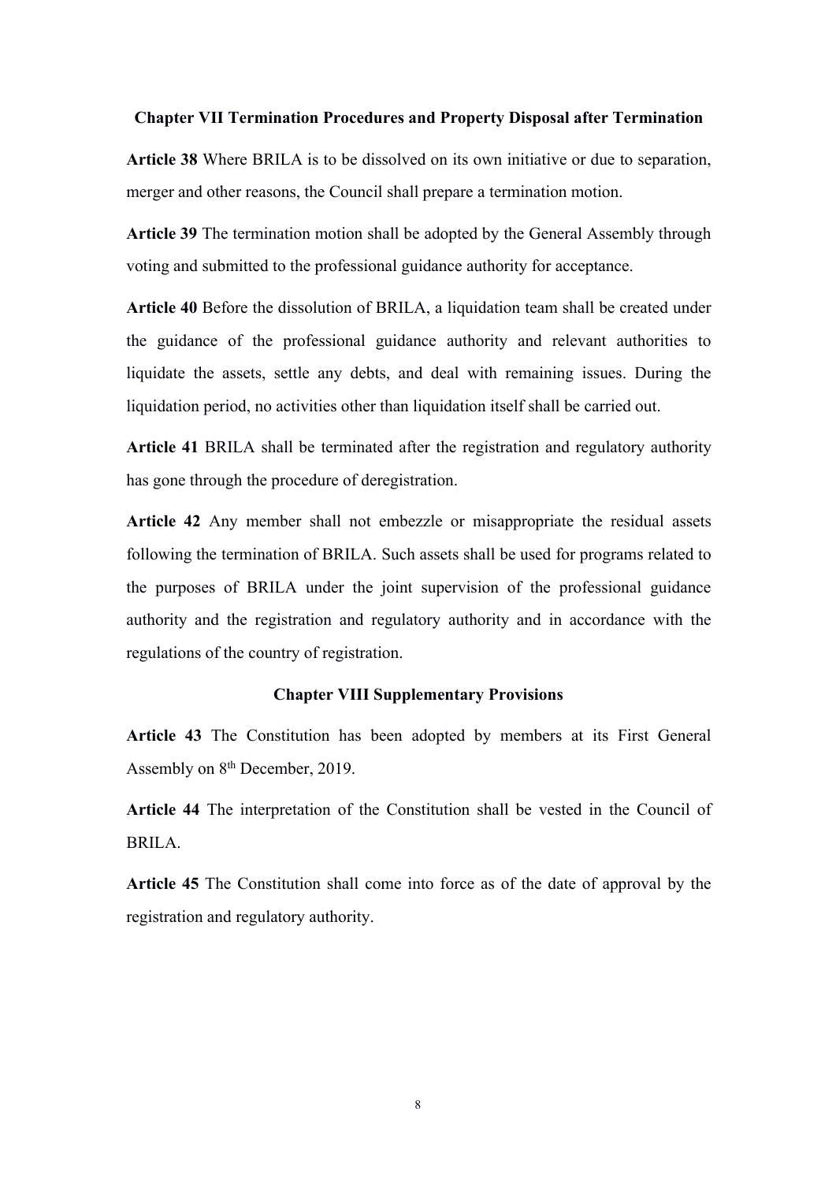## Chapter VII Termination Procedures and Property Disposal after Termination

**Article 38** Where BRILA is to be dissolved on its own initiative or due to separation, merger and other reasons, the Council shall prepare a termination motion.

**Article 39** The termination motion shall be adopted by the General Assembly through voting and submitted to the professional guidance authority for acceptance.

**Article 40** Before the dissolution of BRILA, a liquidation team shall be created under the guidance of the professional guidance authority and relevant authorities to liquidate the assets, settle any debts, and deal with remaining issues. During the liquidation period, no activities other than liquidation itself shall be carried out.

**Article 41** BRILA shall be terminated after the registration and regulatory authority has gone through the procedure of deregistration.

**Article 42** Any member shall not embezzle or misappropriate the residual assets following the termination of BRILA. Such assets shall be used for programs related to the purposes of BRILA under the joint supervision of the professional guidance authority and the registration and regulatory authority and in accordance with the regulations of the country of registration.

## Chapter VIII Supplementary Provisions

**Article 43** The Constitution has been adopted by members at its First General Assembly on 8th December, 2019.

**Article 44** The interpretation of the Constitution shall be vested in the Council of BRILA.

**Article 45** The Constitution shall come into force as of the date of approval by the registration and regulatory authority.